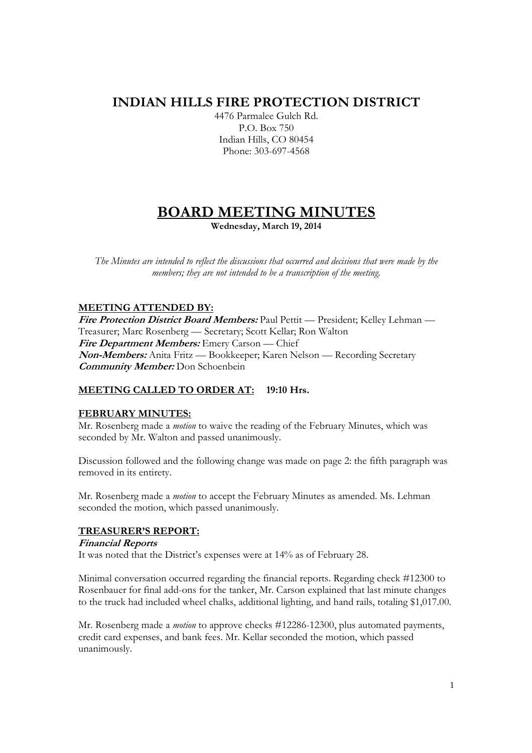# INDIAN HILLS FIRE PROTECTION DISTRICT

4476 Parmalee Gulch Rd.
P.O. Box 750
Indian Hills, CO 80454
Phone: 303-697-4568

# BOARD MEETING MINUTES

**Wednesday, March 19, 2014**

*The Minutes are intended to reflect the discussions that occurred and decisions that were made by the members; they are not intended to be a transcription of the meeting.*

## MEETING ATTENDED BY:

***Fire Protection District Board Members:*** Paul Pettit — President; Kelley Lehman — Treasurer; Marc Rosenberg — Secretary; Scott Kellar; Ron Walton
***Fire Department Members:*** Emery Carson — Chief
***Non-Members:*** Anita Fritz — Bookkeeper; Karen Nelson — Recording Secretary
***Community Member:*** Don Schoenbein

## MEETING CALLED TO ORDER AT: 19:10 Hrs.

## FEBRUARY MINUTES:

Mr. Rosenberg made a *motion* to waive the reading of the February Minutes, which was seconded by Mr. Walton and passed unanimously.

Discussion followed and the following change was made on page 2: the fifth paragraph was removed in its entirety.

Mr. Rosenberg made a *motion* to accept the February Minutes as amended. Ms. Lehman seconded the motion, which passed unanimously.

## TREASURER'S REPORT:

***Financial Reports***

It was noted that the District's expenses were at 14% as of February 28.

Minimal conversation occurred regarding the financial reports. Regarding check #12300 to Rosenbauer for final add-ons for the tanker, Mr. Carson explained that last minute changes to the truck had included wheel chalks, additional lighting, and hand rails, totaling $1,017.00.

Mr. Rosenberg made a *motion* to approve checks #12286-12300, plus automated payments, credit card expenses, and bank fees. Mr. Kellar seconded the motion, which passed unanimously.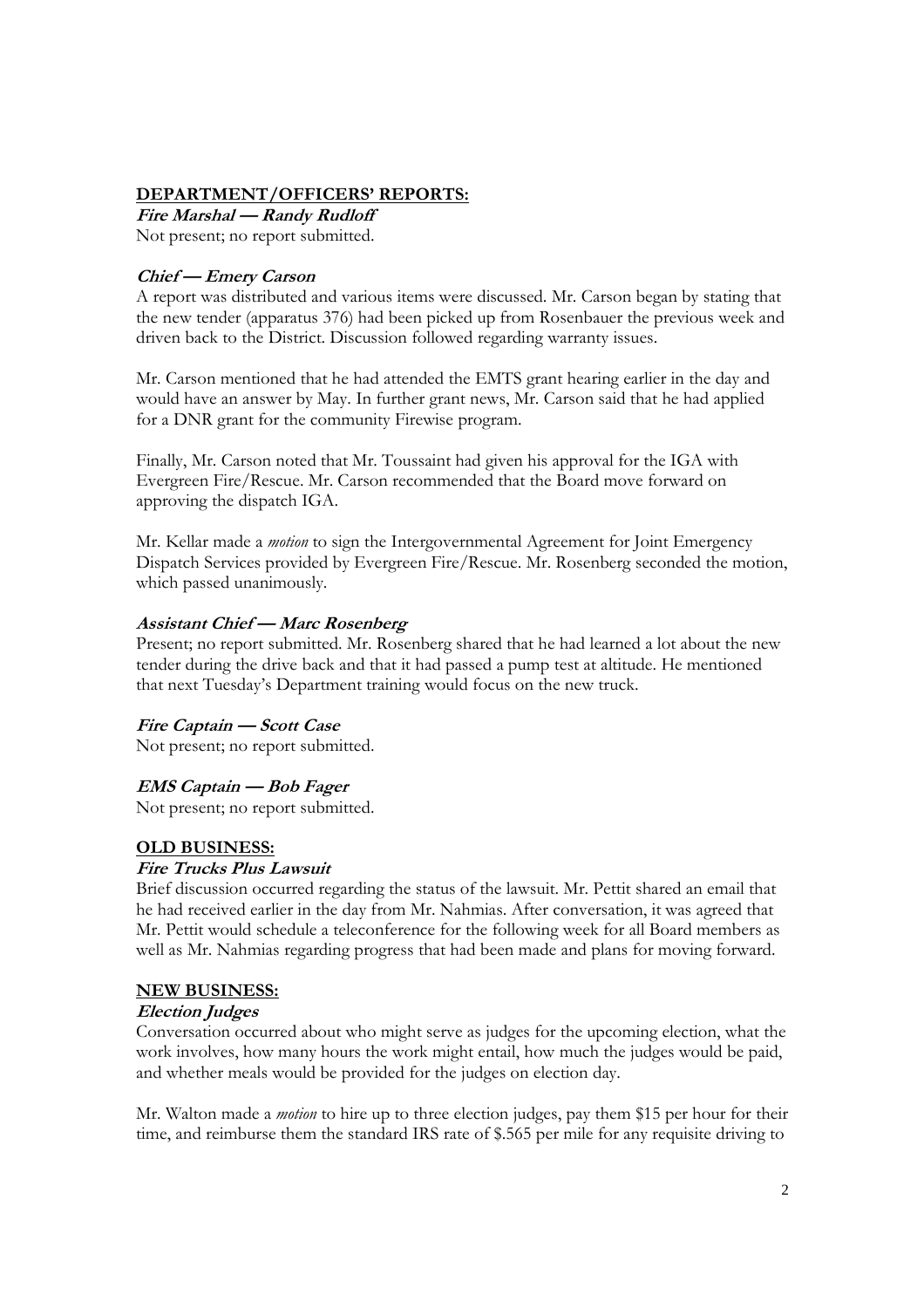## DEPARTMENT/OFFICERS' REPORTS:

***Fire Marshal — Randy Rudloff***

Not present; no report submitted.

***Chief — Emery Carson***

A report was distributed and various items were discussed. Mr. Carson began by stating that the new tender (apparatus 376) had been picked up from Rosenbauer the previous week and driven back to the District. Discussion followed regarding warranty issues.

Mr. Carson mentioned that he had attended the EMTS grant hearing earlier in the day and would have an answer by May. In further grant news, Mr. Carson said that he had applied for a DNR grant for the community Firewise program.

Finally, Mr. Carson noted that Mr. Toussaint had given his approval for the IGA with Evergreen Fire/Rescue. Mr. Carson recommended that the Board move forward on approving the dispatch IGA.

Mr. Kellar made a *motion* to sign the Intergovernmental Agreement for Joint Emergency Dispatch Services provided by Evergreen Fire/Rescue. Mr. Rosenberg seconded the motion, which passed unanimously.

***Assistant Chief — Marc Rosenberg***

Present; no report submitted. Mr. Rosenberg shared that he had learned a lot about the new tender during the drive back and that it had passed a pump test at altitude. He mentioned that next Tuesday's Department training would focus on the new truck.

***Fire Captain — Scott Case***

Not present; no report submitted.

***EMS Captain — Bob Fager***

Not present; no report submitted.

## OLD BUSINESS:

***Fire Trucks Plus Lawsuit***

Brief discussion occurred regarding the status of the lawsuit. Mr. Pettit shared an email that he had received earlier in the day from Mr. Nahmias. After conversation, it was agreed that Mr. Pettit would schedule a teleconference for the following week for all Board members as well as Mr. Nahmias regarding progress that had been made and plans for moving forward.

## NEW BUSINESS:

***Election Judges***

Conversation occurred about who might serve as judges for the upcoming election, what the work involves, how many hours the work might entail, how much the judges would be paid, and whether meals would be provided for the judges on election day.

Mr. Walton made a *motion* to hire up to three election judges, pay them $15 per hour for their time, and reimburse them the standard IRS rate of $.565 per mile for any requisite driving to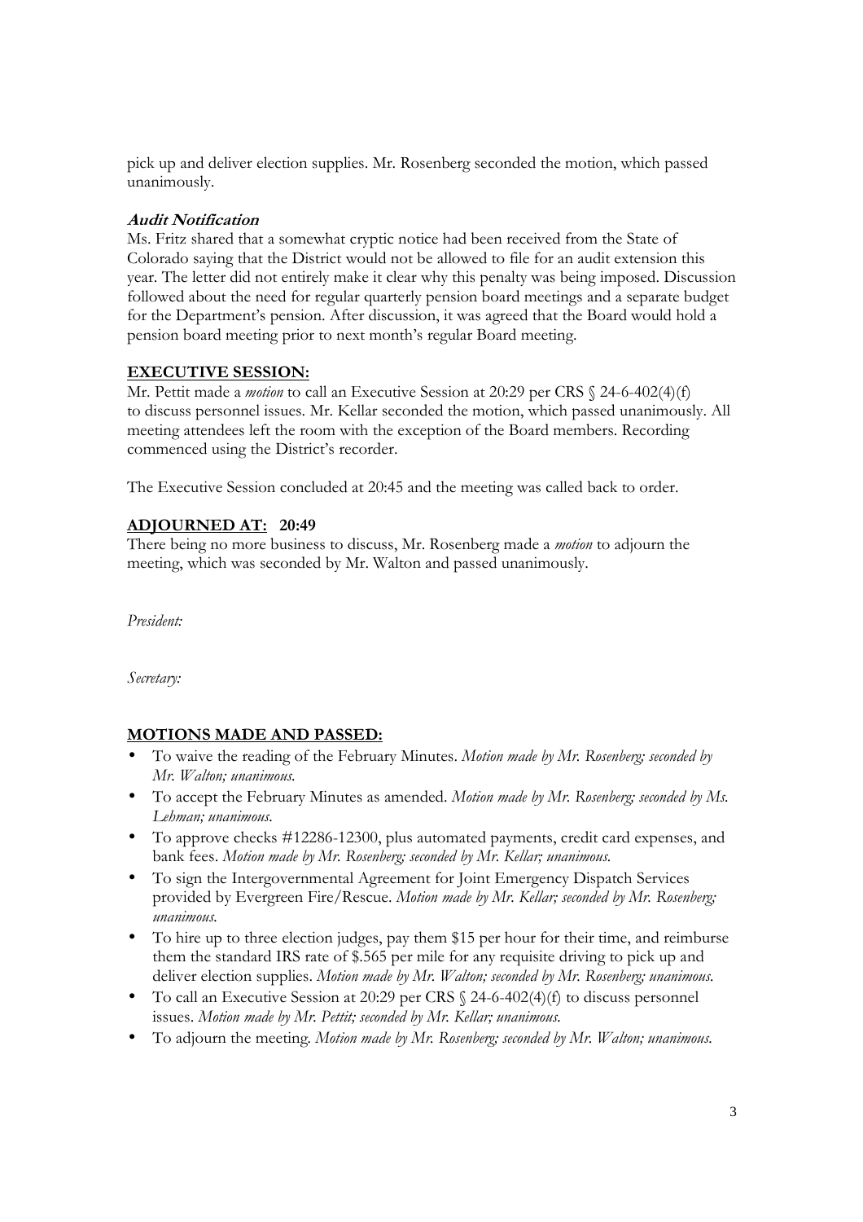pick up and deliver election supplies. Mr. Rosenberg seconded the motion, which passed unanimously.

***Audit Notification***

Ms. Fritz shared that a somewhat cryptic notice had been received from the State of Colorado saying that the District would not be allowed to file for an audit extension this year. The letter did not entirely make it clear why this penalty was being imposed. Discussion followed about the need for regular quarterly pension board meetings and a separate budget for the Department's pension. After discussion, it was agreed that the Board would hold a pension board meeting prior to next month's regular Board meeting.

## EXECUTIVE SESSION:

Mr. Pettit made a *motion* to call an Executive Session at 20:29 per CRS § 24-6-402(4)(f) to discuss personnel issues. Mr. Kellar seconded the motion, which passed unanimously. All meeting attendees left the room with the exception of the Board members. Recording commenced using the District's recorder.

The Executive Session concluded at 20:45 and the meeting was called back to order.

## ADJOURNED AT: 20:49

There being no more business to discuss, Mr. Rosenberg made a *motion* to adjourn the meeting, which was seconded by Mr. Walton and passed unanimously.

*President:*

*Secretary:*

## MOTIONS MADE AND PASSED:

- To waive the reading of the February Minutes. *Motion made by Mr. Rosenberg; seconded by Mr. Walton; unanimous.*
- To accept the February Minutes as amended. *Motion made by Mr. Rosenberg; seconded by Ms. Lehman; unanimous.*
- To approve checks #12286-12300, plus automated payments, credit card expenses, and bank fees. *Motion made by Mr. Rosenberg; seconded by Mr. Kellar; unanimous.*
- To sign the Intergovernmental Agreement for Joint Emergency Dispatch Services provided by Evergreen Fire/Rescue. *Motion made by Mr. Kellar; seconded by Mr. Rosenberg; unanimous.*
- To hire up to three election judges, pay them $15 per hour for their time, and reimburse them the standard IRS rate of $.565 per mile for any requisite driving to pick up and deliver election supplies. *Motion made by Mr. Walton; seconded by Mr. Rosenberg; unanimous.*
- To call an Executive Session at 20:29 per CRS § 24-6-402(4)(f) to discuss personnel issues. *Motion made by Mr. Pettit; seconded by Mr. Kellar; unanimous.*
- To adjourn the meeting. *Motion made by Mr. Rosenberg; seconded by Mr. Walton; unanimous.*